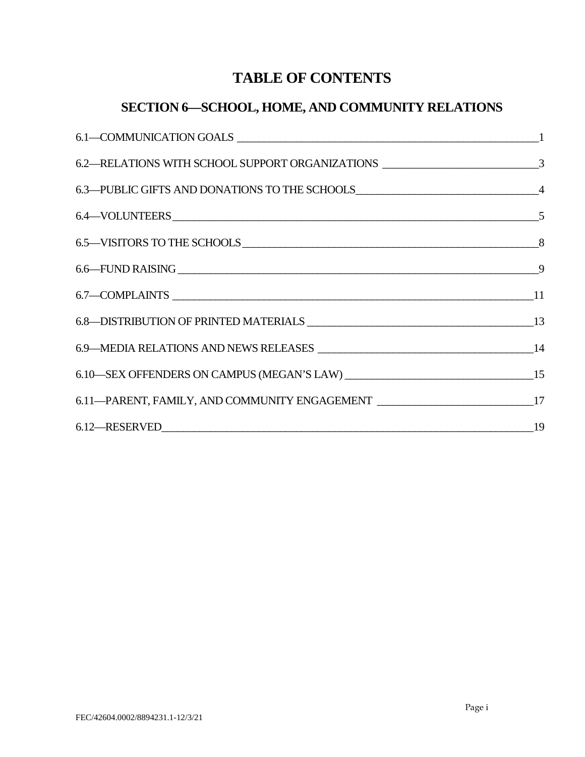# TABLE OF CONTENTS

## SECTION 6—SCHOOL, HOME, AND COMMUNITY RELATIONS

| Section | Page |
|---|---|
| 6.1—COMMUNICATION GOALS | 1 |
| 6.2—RELATIONS WITH SCHOOL SUPPORT ORGANIZATIONS | 3 |
| 6.3—PUBLIC GIFTS AND DONATIONS TO THE SCHOOLS | 4 |
| 6.4—VOLUNTEERS | 5 |
| 6.5—VISITORS TO THE SCHOOLS | 8 |
| 6.6—FUND RAISING | 9 |
| 6.7—COMPLAINTS | 11 |
| 6.8—DISTRIBUTION OF PRINTED MATERIALS | 13 |
| 6.9—MEDIA RELATIONS AND NEWS RELEASES | 14 |
| 6.10—SEX OFFENDERS ON CAMPUS (MEGAN'S LAW) | 15 |
| 6.11—PARENT, FAMILY, AND COMMUNITY ENGAGEMENT | 17 |
| 6.12—RESERVED | 19 |

FEC/42604.0002/8894231.1-12/3/21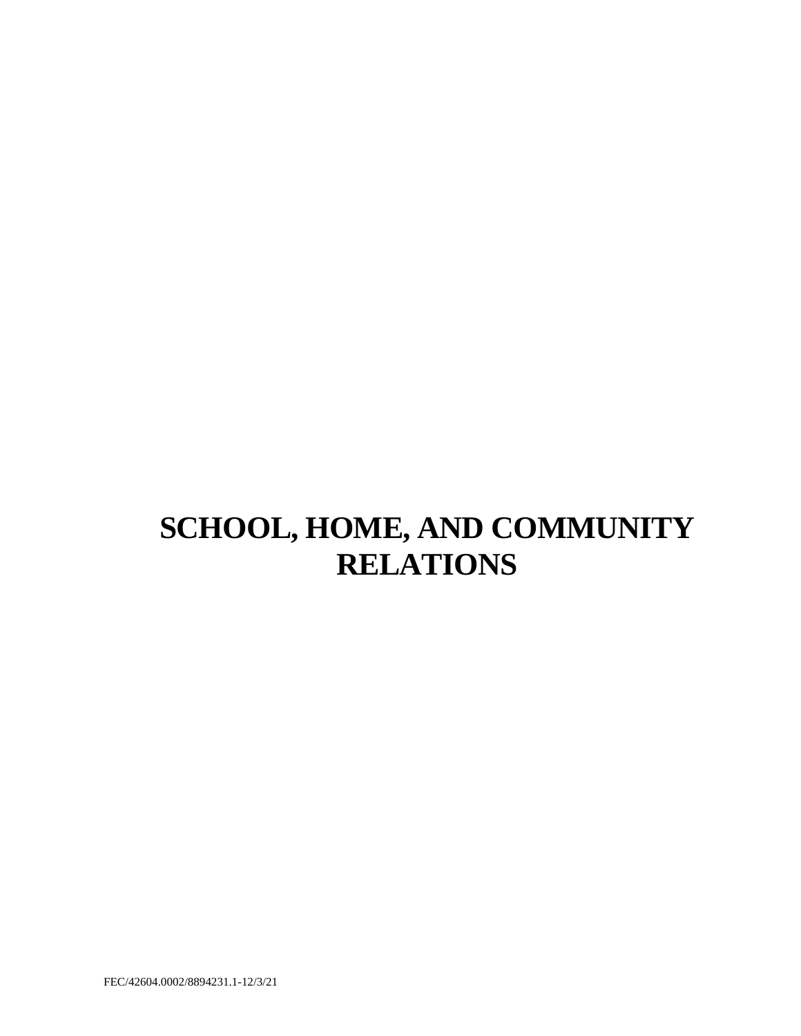# SCHOOL, HOME, AND COMMUNITY RELATIONS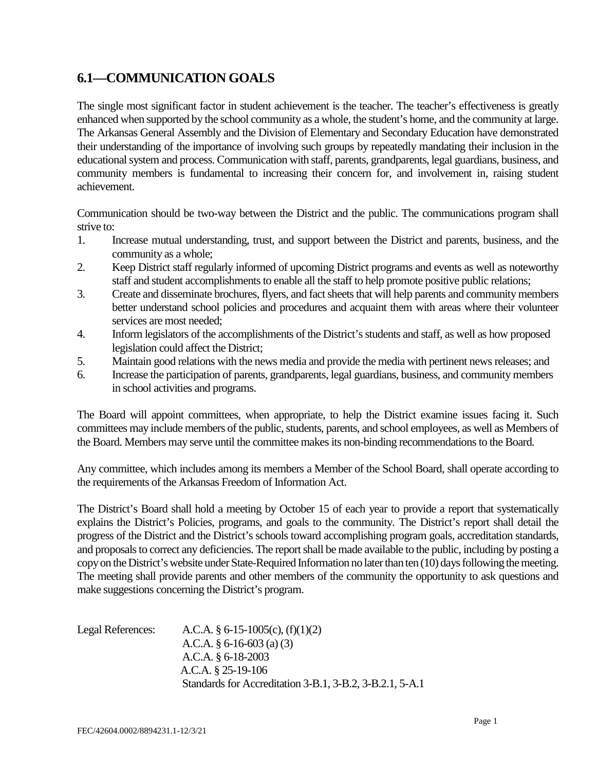## 6.1—COMMUNICATION GOALS

The single most significant factor in student achievement is the teacher. The teacher's effectiveness is greatly enhanced when supported by the school community as a whole, the student's home, and the community at large. The Arkansas General Assembly and the Division of Elementary and Secondary Education have demonstrated their understanding of the importance of involving such groups by repeatedly mandating their inclusion in the educational system and process. Communication with staff, parents, grandparents, legal guardians, business, and community members is fundamental to increasing their concern for, and involvement in, raising student achievement.

Communication should be two-way between the District and the public. The communications program shall strive to:

1. Increase mutual understanding, trust, and support between the District and parents, business, and the community as a whole;
2. Keep District staff regularly informed of upcoming District programs and events as well as noteworthy staff and student accomplishments to enable all the staff to help promote positive public relations;
3. Create and disseminate brochures, flyers, and fact sheets that will help parents and community members better understand school policies and procedures and acquaint them with areas where their volunteer services are most needed;
4. Inform legislators of the accomplishments of the District's students and staff, as well as how proposed legislation could affect the District;
5. Maintain good relations with the news media and provide the media with pertinent news releases; and
6. Increase the participation of parents, grandparents, legal guardians, business, and community members in school activities and programs.

The Board will appoint committees, when appropriate, to help the District examine issues facing it. Such committees may include members of the public, students, parents, and school employees, as well as Members of the Board. Members may serve until the committee makes its non-binding recommendations to the Board.

Any committee, which includes among its members a Member of the School Board, shall operate according to the requirements of the Arkansas Freedom of Information Act.

The District's Board shall hold a meeting by October 15 of each year to provide a report that systematically explains the District's Policies, programs, and goals to the community. The District's report shall detail the progress of the District and the District's schools toward accomplishing program goals, accreditation standards, and proposals to correct any deficiencies. The report shall be made available to the public, including by posting a copy on the District's website under State-Required Information no later than ten (10) days following the meeting. The meeting shall provide parents and other members of the community the opportunity to ask questions and make suggestions concerning the District's program.

Legal References:
A.C.A. § 6-15-1005(c), (f)(1)(2)
A.C.A. § 6-16-603 (a) (3)
A.C.A. § 6-18-2003
A.C.A. § 25-19-106
Standards for Accreditation 3-B.1, 3-B.2, 3-B.2.1, 5-A.1

FEC/42604.0002/8894231.1-12/3/21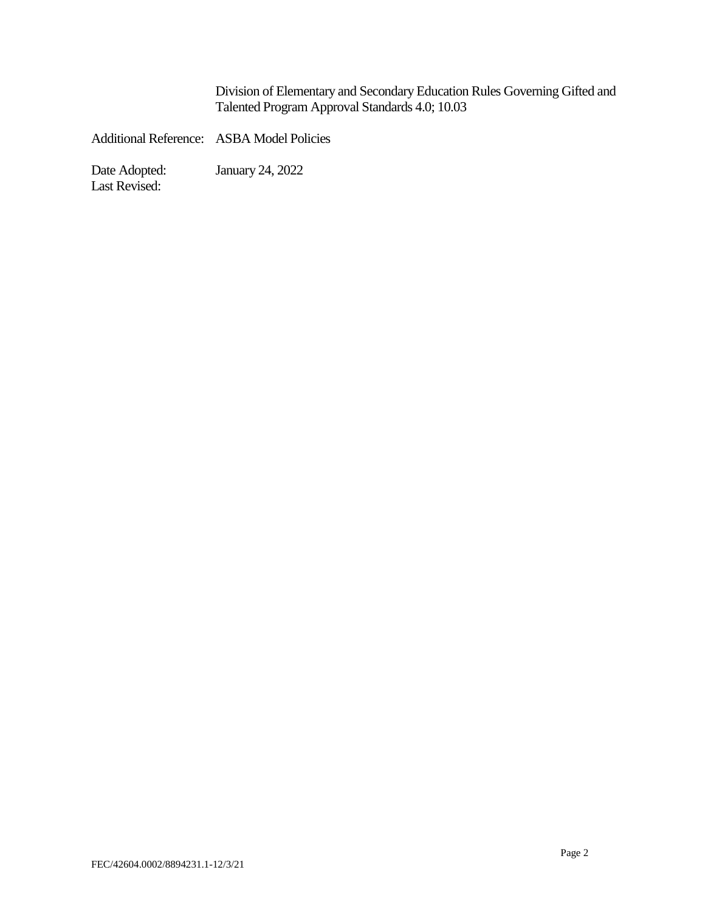Division of Elementary and Secondary Education Rules Governing Gifted and Talented Program Approval Standards 4.0; 10.03

Additional Reference: ASBA Model Policies

Date Adopted: January 24, 2022
Last Revised:

FEC/42604.0002/8894231.1-12/3/21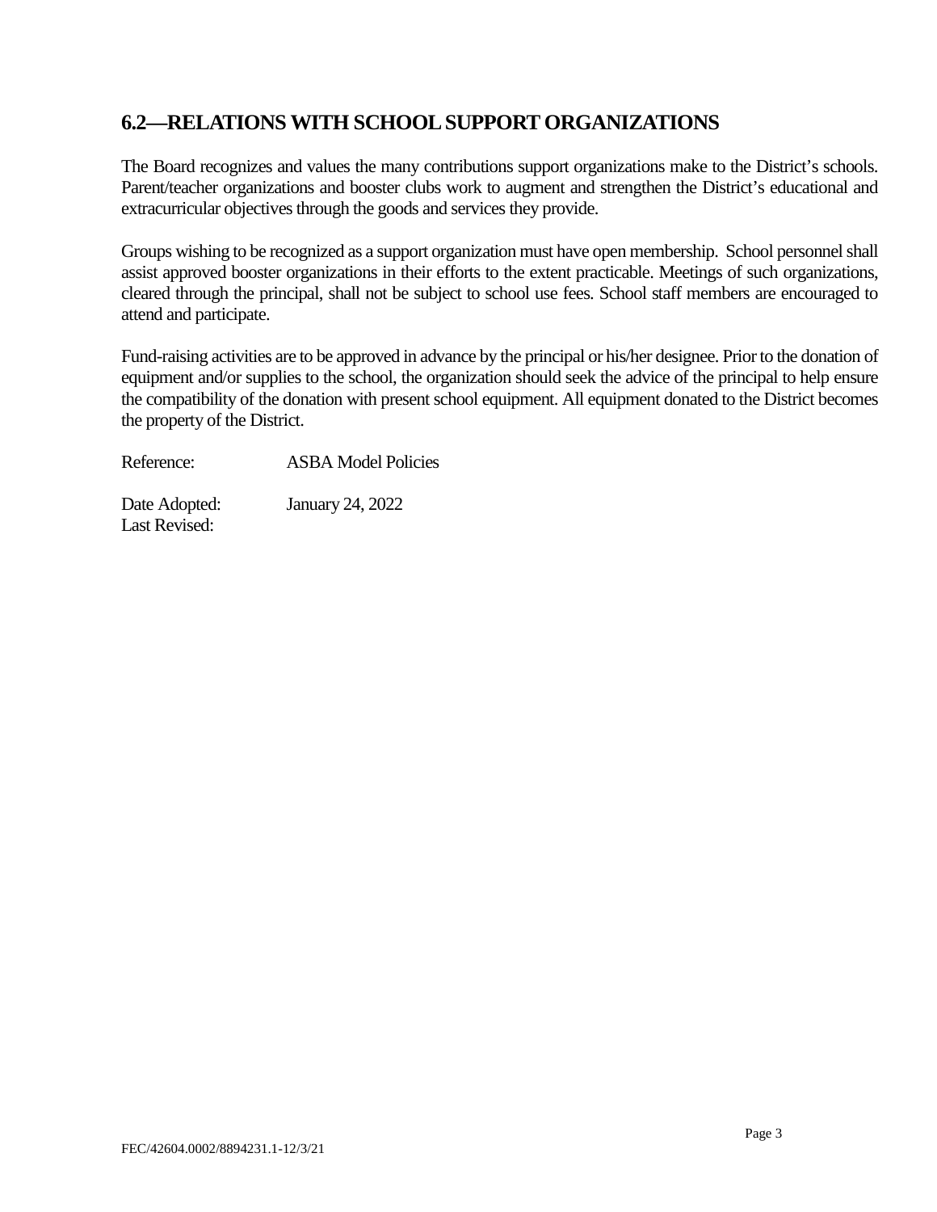## 6.2—RELATIONS WITH SCHOOL SUPPORT ORGANIZATIONS

The Board recognizes and values the many contributions support organizations make to the District's schools. Parent/teacher organizations and booster clubs work to augment and strengthen the District's educational and extracurricular objectives through the goods and services they provide.

Groups wishing to be recognized as a support organization must have open membership. School personnel shall assist approved booster organizations in their efforts to the extent practicable. Meetings of such organizations, cleared through the principal, shall not be subject to school use fees. School staff members are encouraged to attend and participate.

Fund-raising activities are to be approved in advance by the principal or his/her designee. Prior to the donation of equipment and/or supplies to the school, the organization should seek the advice of the principal to help ensure the compatibility of the donation with present school equipment. All equipment donated to the District becomes the property of the District.

Reference: ASBA Model Policies

Date Adopted: January 24, 2022
Last Revised:

FEC/42604.0002/8894231.1-12/3/21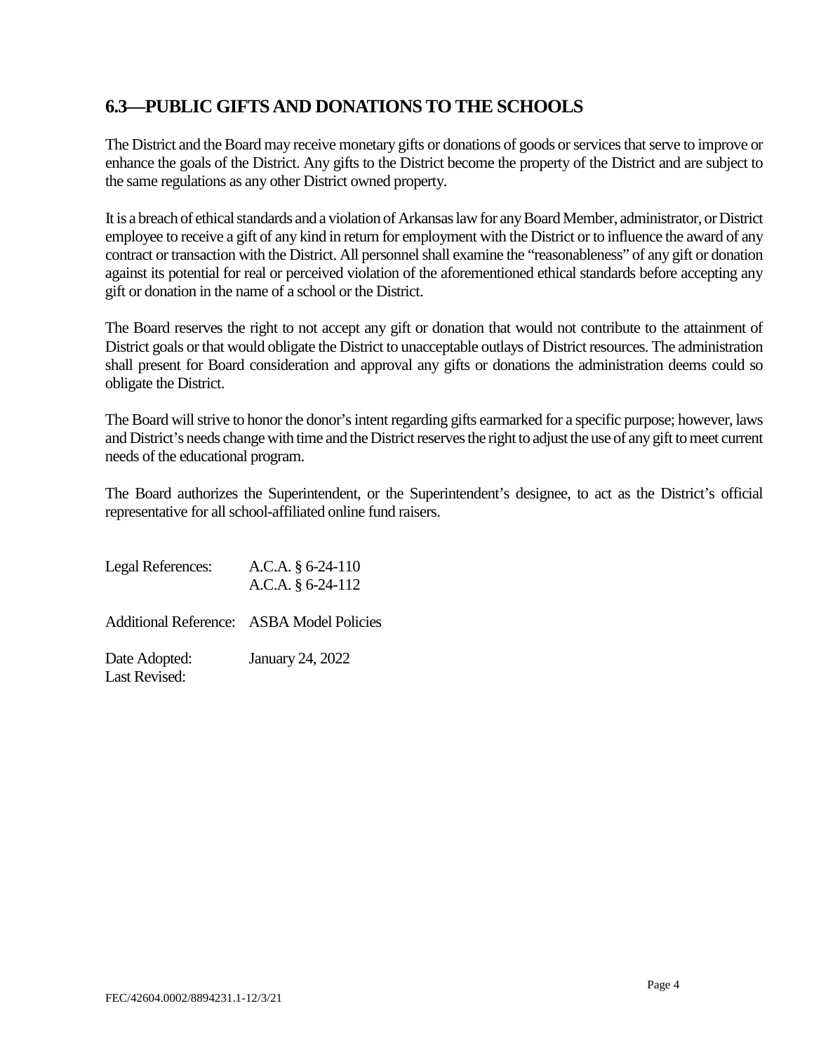## 6.3—PUBLIC GIFTS AND DONATIONS TO THE SCHOOLS

The District and the Board may receive monetary gifts or donations of goods or services that serve to improve or enhance the goals of the District. Any gifts to the District become the property of the District and are subject to the same regulations as any other District owned property.

It is a breach of ethical standards and a violation of Arkansas law for any Board Member, administrator, or District employee to receive a gift of any kind in return for employment with the District or to influence the award of any contract or transaction with the District. All personnel shall examine the "reasonableness" of any gift or donation against its potential for real or perceived violation of the aforementioned ethical standards before accepting any gift or donation in the name of a school or the District.

The Board reserves the right to not accept any gift or donation that would not contribute to the attainment of District goals or that would obligate the District to unacceptable outlays of District resources. The administration shall present for Board consideration and approval any gifts or donations the administration deems could so obligate the District.

The Board will strive to honor the donor's intent regarding gifts earmarked for a specific purpose; however, laws and District's needs change with time and the District reserves the right to adjust the use of any gift to meet current needs of the educational program.

The Board authorizes the Superintendent, or the Superintendent's designee, to act as the District's official representative for all school-affiliated online fund raisers.

Legal References: A.C.A. § 6-24-110
A.C.A. § 6-24-112

Additional Reference: ASBA Model Policies

Date Adopted: January 24, 2022
Last Revised:

FEC/42604.0002/8894231.1-12/3/21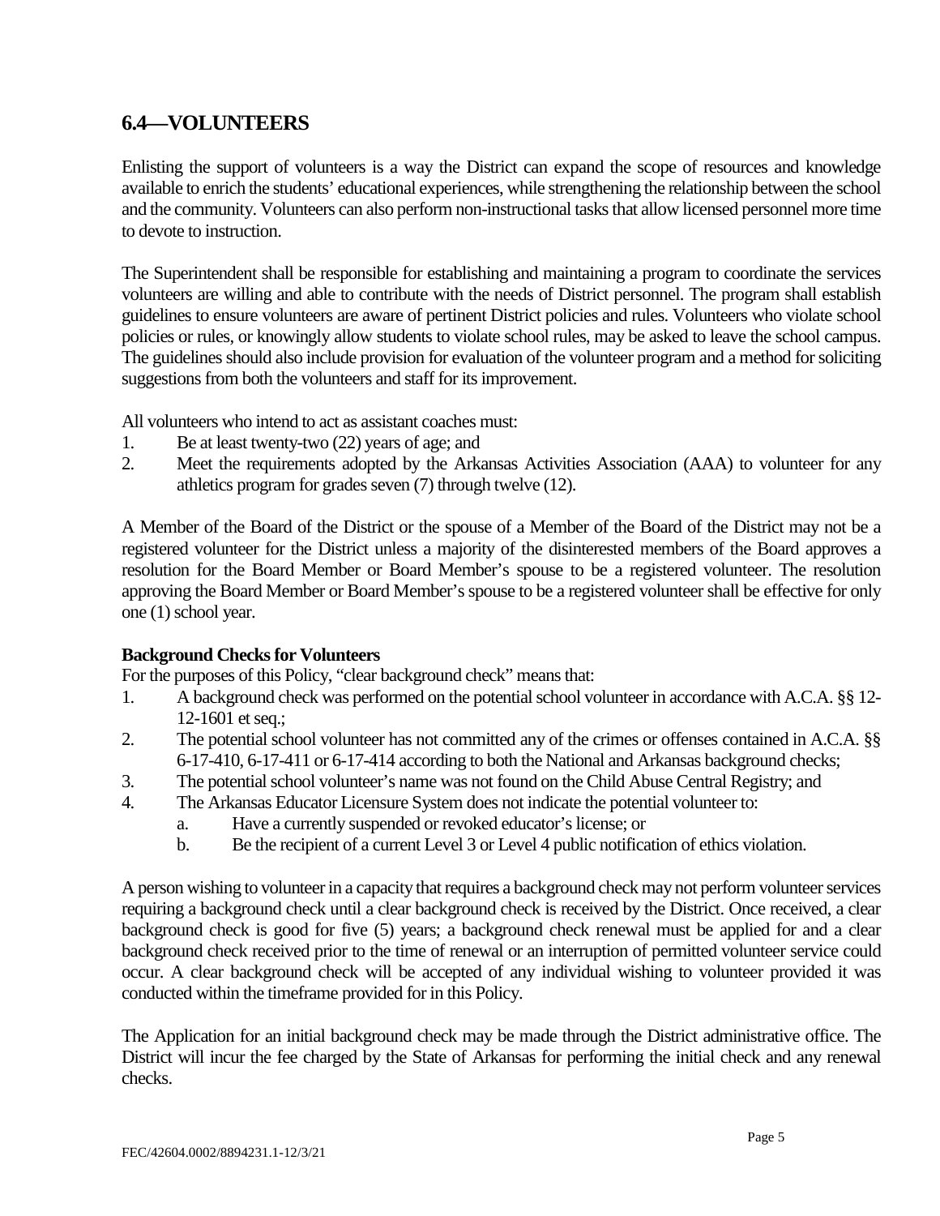## 6.4—VOLUNTEERS

Enlisting the support of volunteers is a way the District can expand the scope of resources and knowledge available to enrich the students' educational experiences, while strengthening the relationship between the school and the community. Volunteers can also perform non-instructional tasks that allow licensed personnel more time to devote to instruction.

The Superintendent shall be responsible for establishing and maintaining a program to coordinate the services volunteers are willing and able to contribute with the needs of District personnel. The program shall establish guidelines to ensure volunteers are aware of pertinent District policies and rules. Volunteers who violate school policies or rules, or knowingly allow students to violate school rules, may be asked to leave the school campus. The guidelines should also include provision for evaluation of the volunteer program and a method for soliciting suggestions from both the volunteers and staff for its improvement.

All volunteers who intend to act as assistant coaches must:

1. Be at least twenty-two (22) years of age; and
2. Meet the requirements adopted by the Arkansas Activities Association (AAA) to volunteer for any athletics program for grades seven (7) through twelve (12).

A Member of the Board of the District or the spouse of a Member of the Board of the District may not be a registered volunteer for the District unless a majority of the disinterested members of the Board approves a resolution for the Board Member or Board Member's spouse to be a registered volunteer. The resolution approving the Board Member or Board Member's spouse to be a registered volunteer shall be effective for only one (1) school year.

**Background Checks for Volunteers**

For the purposes of this Policy, "clear background check" means that:

1. A background check was performed on the potential school volunteer in accordance with A.C.A. §§ 12-12-1601 et seq.;
2. The potential school volunteer has not committed any of the crimes or offenses contained in A.C.A. §§ 6-17-410, 6-17-411 or 6-17-414 according to both the National and Arkansas background checks;
3. The potential school volunteer's name was not found on the Child Abuse Central Registry; and
4. The Arkansas Educator Licensure System does not indicate the potential volunteer to:
   a. Have a currently suspended or revoked educator's license; or
   b. Be the recipient of a current Level 3 or Level 4 public notification of ethics violation.

A person wishing to volunteer in a capacity that requires a background check may not perform volunteer services requiring a background check until a clear background check is received by the District. Once received, a clear background check is good for five (5) years; a background check renewal must be applied for and a clear background check received prior to the time of renewal or an interruption of permitted volunteer service could occur. A clear background check will be accepted of any individual wishing to volunteer provided it was conducted within the timeframe provided for in this Policy.

The Application for an initial background check may be made through the District administrative office. The District will incur the fee charged by the State of Arkansas for performing the initial check and any renewal checks.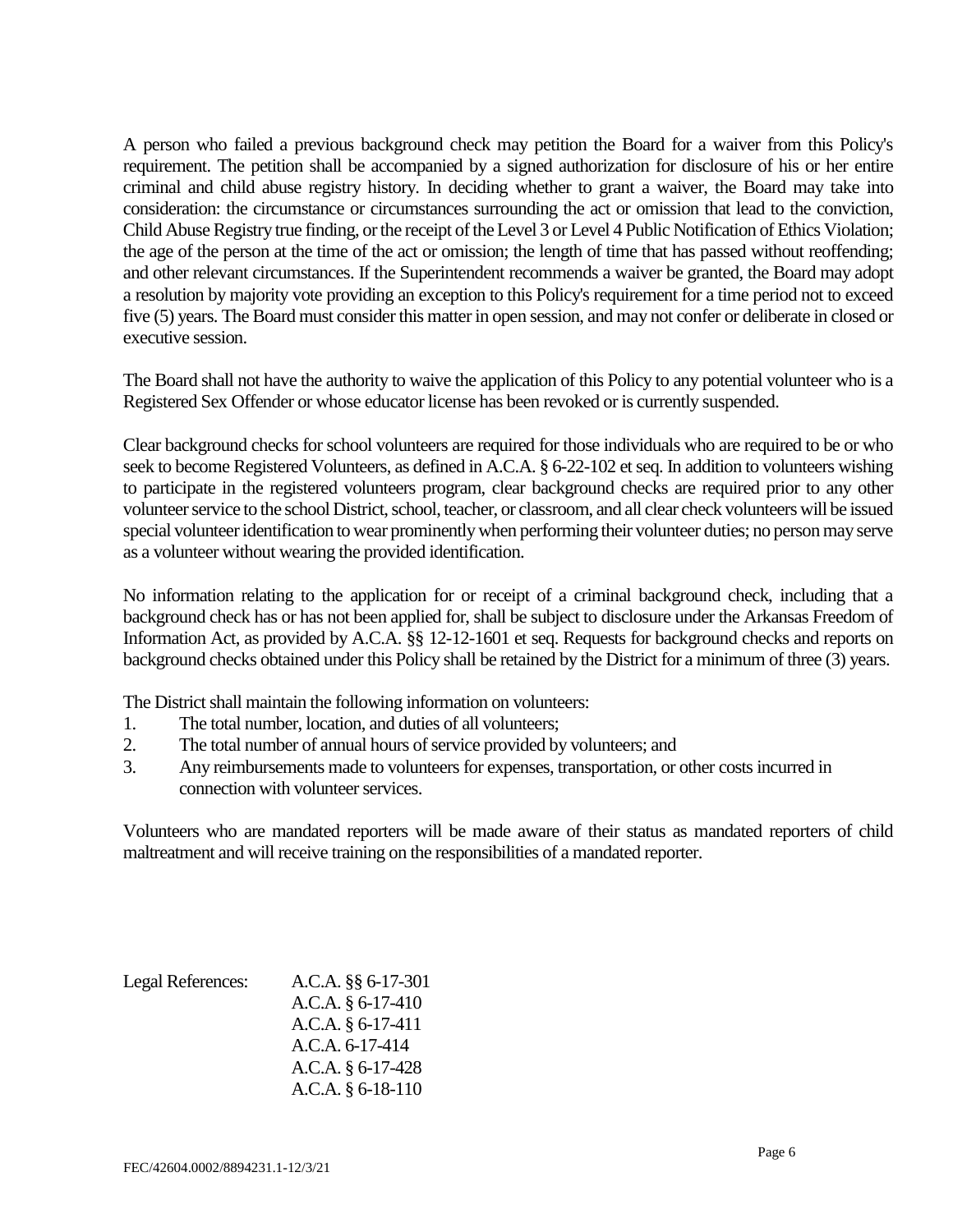A person who failed a previous background check may petition the Board for a waiver from this Policy's requirement. The petition shall be accompanied by a signed authorization for disclosure of his or her entire criminal and child abuse registry history. In deciding whether to grant a waiver, the Board may take into consideration: the circumstance or circumstances surrounding the act or omission that lead to the conviction, Child Abuse Registry true finding, or the receipt of the Level 3 or Level 4 Public Notification of Ethics Violation; the age of the person at the time of the act or omission; the length of time that has passed without reoffending; and other relevant circumstances. If the Superintendent recommends a waiver be granted, the Board may adopt a resolution by majority vote providing an exception to this Policy's requirement for a time period not to exceed five (5) years. The Board must consider this matter in open session, and may not confer or deliberate in closed or executive session.

The Board shall not have the authority to waive the application of this Policy to any potential volunteer who is a Registered Sex Offender or whose educator license has been revoked or is currently suspended.

Clear background checks for school volunteers are required for those individuals who are required to be or who seek to become Registered Volunteers, as defined in A.C.A. § 6-22-102 et seq. In addition to volunteers wishing to participate in the registered volunteers program, clear background checks are required prior to any other volunteer service to the school District, school, teacher, or classroom, and all clear check volunteers will be issued special volunteer identification to wear prominently when performing their volunteer duties; no person may serve as a volunteer without wearing the provided identification.

No information relating to the application for or receipt of a criminal background check, including that a background check has or has not been applied for, shall be subject to disclosure under the Arkansas Freedom of Information Act, as provided by A.C.A. §§ 12-12-1601 et seq. Requests for background checks and reports on background checks obtained under this Policy shall be retained by the District for a minimum of three (3) years.

The District shall maintain the following information on volunteers:

1. The total number, location, and duties of all volunteers;
2. The total number of annual hours of service provided by volunteers; and
3. Any reimbursements made to volunteers for expenses, transportation, or other costs incurred in connection with volunteer services.

Volunteers who are mandated reporters will be made aware of their status as mandated reporters of child maltreatment and will receive training on the responsibilities of a mandated reporter.

Legal References:
A.C.A. §§ 6-17-301
A.C.A. § 6-17-410
A.C.A. § 6-17-411
A.C.A. 6-17-414
A.C.A. § 6-17-428
A.C.A. § 6-18-110

FEC/42604.0002/8894231.1-12/3/21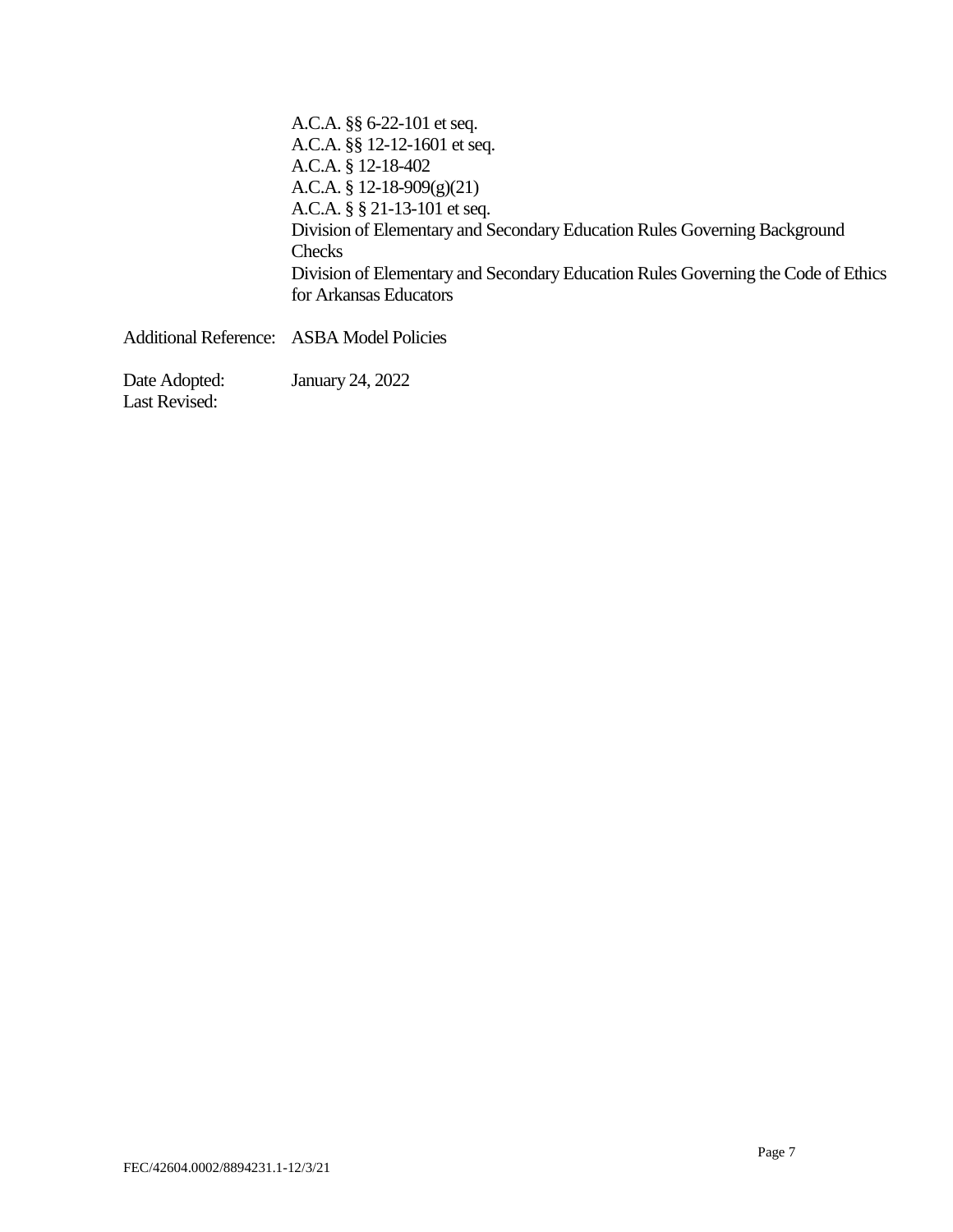A.C.A. §§ 6-22-101 et seq.
A.C.A. §§ 12-12-1601 et seq.
A.C.A. § 12-18-402
A.C.A. § 12-18-909(g)(21)
A.C.A. § § 21-13-101 et seq.
Division of Elementary and Secondary Education Rules Governing Background Checks
Division of Elementary and Secondary Education Rules Governing the Code of Ethics for Arkansas Educators

Additional Reference: ASBA Model Policies

Date Adopted: January 24, 2022
Last Revised:

FEC/42604.0002/8894231.1-12/3/21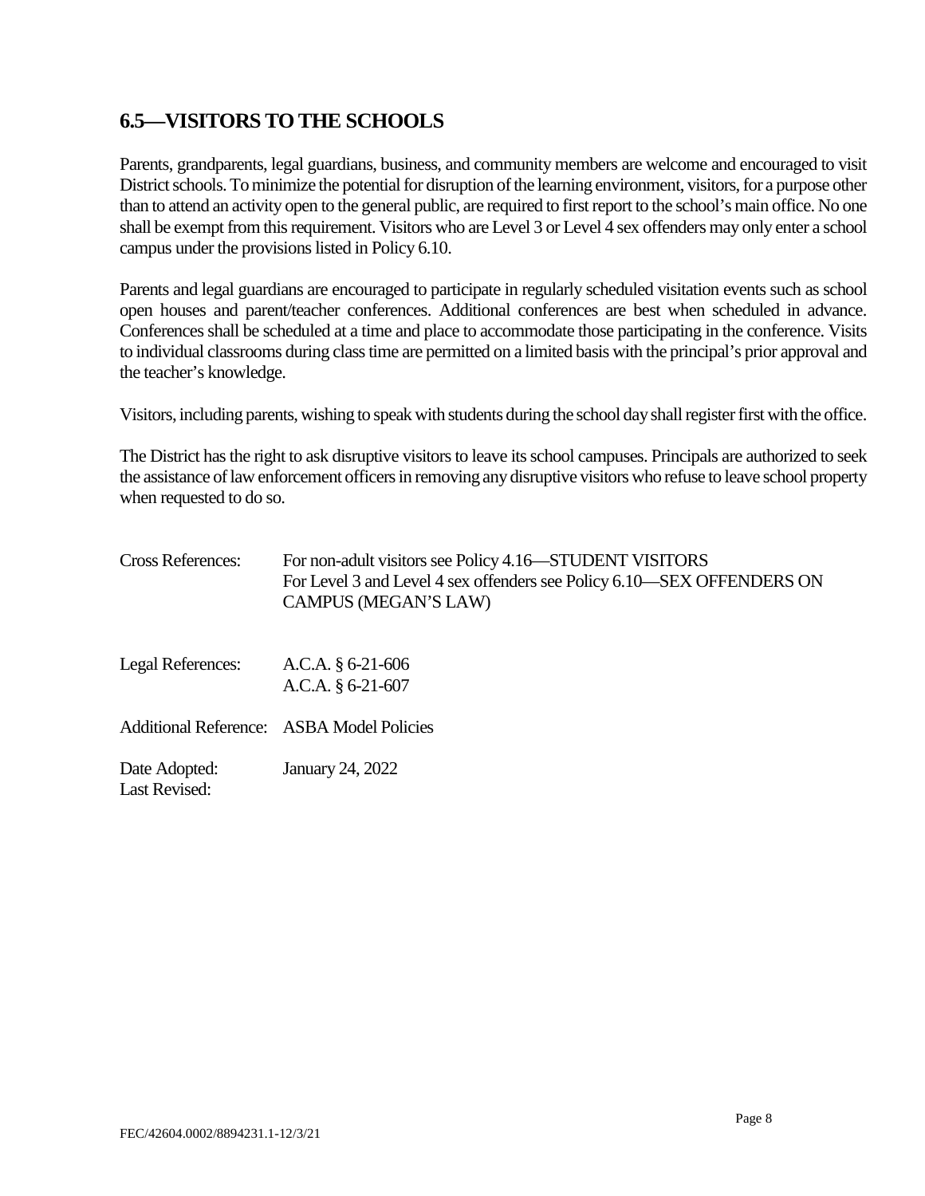## 6.5—VISITORS TO THE SCHOOLS

Parents, grandparents, legal guardians, business, and community members are welcome and encouraged to visit District schools. To minimize the potential for disruption of the learning environment, visitors, for a purpose other than to attend an activity open to the general public, are required to first report to the school's main office. No one shall be exempt from this requirement. Visitors who are Level 3 or Level 4 sex offenders may only enter a school campus under the provisions listed in Policy 6.10.

Parents and legal guardians are encouraged to participate in regularly scheduled visitation events such as school open houses and parent/teacher conferences. Additional conferences are best when scheduled in advance. Conferences shall be scheduled at a time and place to accommodate those participating in the conference. Visits to individual classrooms during class time are permitted on a limited basis with the principal's prior approval and the teacher's knowledge.

Visitors, including parents, wishing to speak with students during the school day shall register first with the office.

The District has the right to ask disruptive visitors to leave its school campuses. Principals are authorized to seek the assistance of law enforcement officers in removing any disruptive visitors who refuse to leave school property when requested to do so.

Cross References: For non-adult visitors see Policy 4.16—STUDENT VISITORS
For Level 3 and Level 4 sex offenders see Policy 6.10—SEX OFFENDERS ON CAMPUS (MEGAN'S LAW)

Legal References: A.C.A. § 6-21-606
A.C.A. § 6-21-607

Additional Reference: ASBA Model Policies

Date Adopted: January 24, 2022
Last Revised:

FEC/42604.0002/8894231.1-12/3/21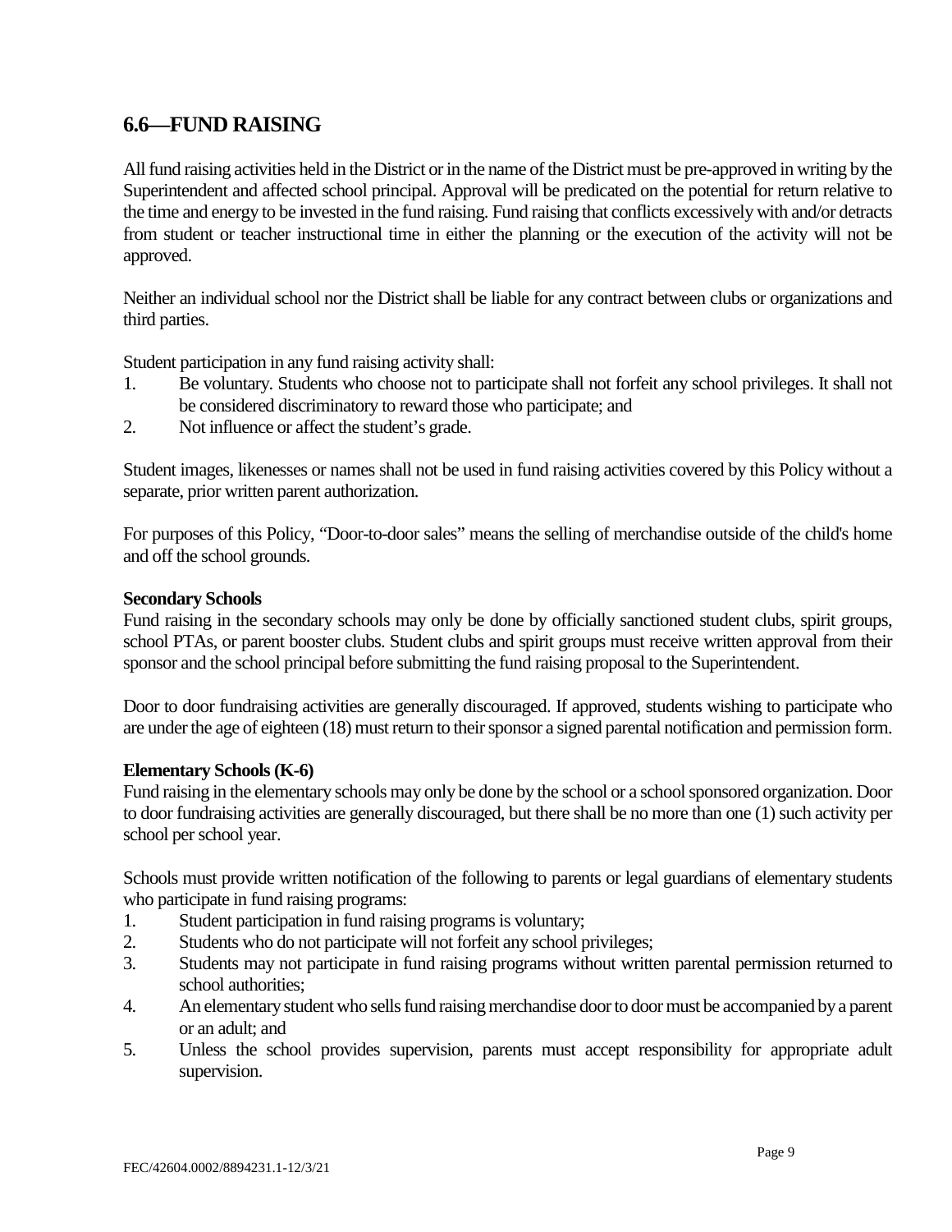## 6.6—FUND RAISING

All fund raising activities held in the District or in the name of the District must be pre-approved in writing by the Superintendent and affected school principal. Approval will be predicated on the potential for return relative to the time and energy to be invested in the fund raising. Fund raising that conflicts excessively with and/or detracts from student or teacher instructional time in either the planning or the execution of the activity will not be approved.

Neither an individual school nor the District shall be liable for any contract between clubs or organizations and third parties.

Student participation in any fund raising activity shall:

1. Be voluntary. Students who choose not to participate shall not forfeit any school privileges. It shall not be considered discriminatory to reward those who participate; and
2. Not influence or affect the student's grade.

Student images, likenesses or names shall not be used in fund raising activities covered by this Policy without a separate, prior written parent authorization.

For purposes of this Policy, "Door-to-door sales" means the selling of merchandise outside of the child's home and off the school grounds.

**Secondary Schools**

Fund raising in the secondary schools may only be done by officially sanctioned student clubs, spirit groups, school PTAs, or parent booster clubs. Student clubs and spirit groups must receive written approval from their sponsor and the school principal before submitting the fund raising proposal to the Superintendent.

Door to door fundraising activities are generally discouraged. If approved, students wishing to participate who are under the age of eighteen (18) must return to their sponsor a signed parental notification and permission form.

**Elementary Schools (K-6)**

Fund raising in the elementary schools may only be done by the school or a school sponsored organization. Door to door fundraising activities are generally discouraged, but there shall be no more than one (1) such activity per school per school year.

Schools must provide written notification of the following to parents or legal guardians of elementary students who participate in fund raising programs:

1. Student participation in fund raising programs is voluntary;
2. Students who do not participate will not forfeit any school privileges;
3. Students may not participate in fund raising programs without written parental permission returned to school authorities;
4. An elementary student who sells fund raising merchandise door to door must be accompanied by a parent or an adult; and
5. Unless the school provides supervision, parents must accept responsibility for appropriate adult supervision.

FEC/42604.0002/8894231.1-12/3/21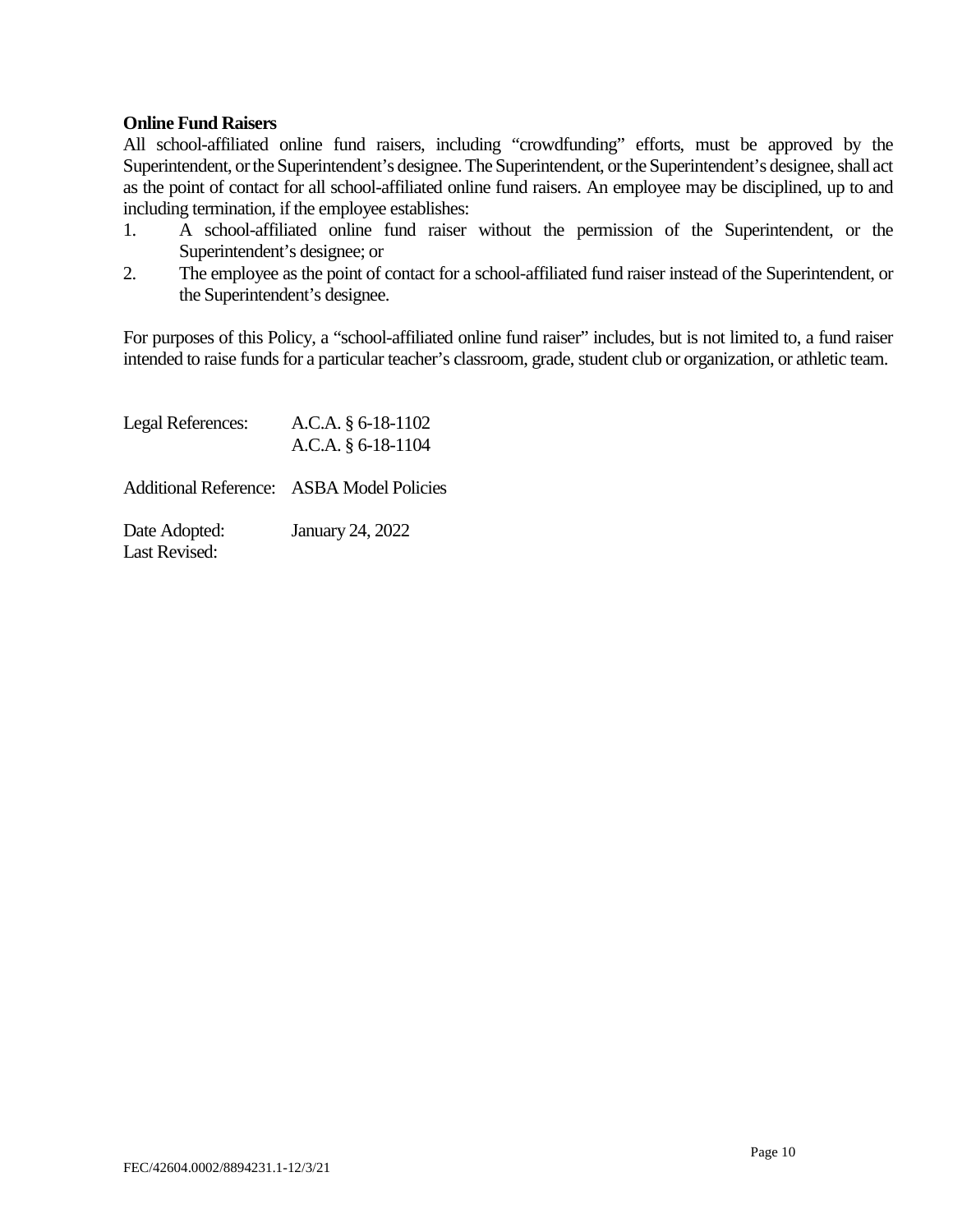**Online Fund Raisers**

All school-affiliated online fund raisers, including "crowdfunding" efforts, must be approved by the Superintendent, or the Superintendent's designee. The Superintendent, or the Superintendent's designee, shall act as the point of contact for all school-affiliated online fund raisers. An employee may be disciplined, up to and including termination, if the employee establishes:

1. A school-affiliated online fund raiser without the permission of the Superintendent, or the Superintendent's designee; or
2. The employee as the point of contact for a school-affiliated fund raiser instead of the Superintendent, or the Superintendent's designee.

For purposes of this Policy, a "school-affiliated online fund raiser" includes, but is not limited to, a fund raiser intended to raise funds for a particular teacher's classroom, grade, student club or organization, or athletic team.

Legal References: A.C.A. § 6-18-1102
A.C.A. § 6-18-1104

Additional Reference: ASBA Model Policies

Date Adopted: January 24, 2022
Last Revised:

FEC/42604.0002/8894231.1-12/3/21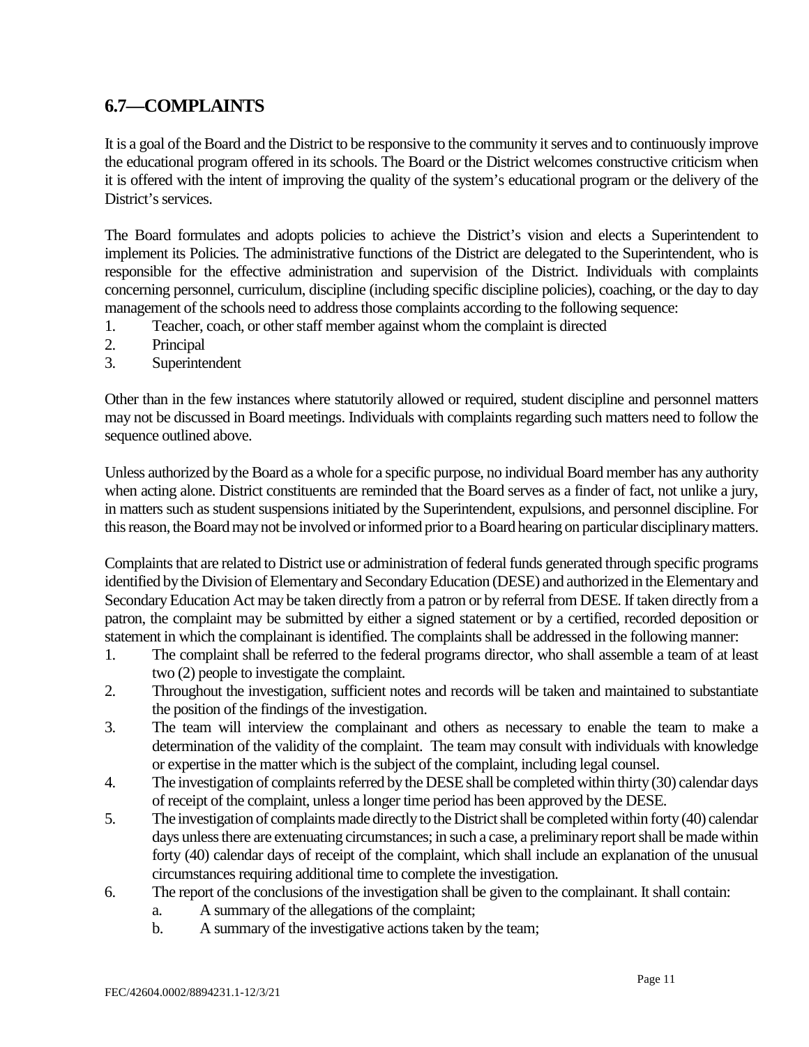## 6.7—COMPLAINTS

It is a goal of the Board and the District to be responsive to the community it serves and to continuously improve the educational program offered in its schools. The Board or the District welcomes constructive criticism when it is offered with the intent of improving the quality of the system's educational program or the delivery of the District's services.

The Board formulates and adopts policies to achieve the District's vision and elects a Superintendent to implement its Policies. The administrative functions of the District are delegated to the Superintendent, who is responsible for the effective administration and supervision of the District. Individuals with complaints concerning personnel, curriculum, discipline (including specific discipline policies), coaching, or the day to day management of the schools need to address those complaints according to the following sequence:

1. Teacher, coach, or other staff member against whom the complaint is directed
2. Principal
3. Superintendent

Other than in the few instances where statutorily allowed or required, student discipline and personnel matters may not be discussed in Board meetings. Individuals with complaints regarding such matters need to follow the sequence outlined above.

Unless authorized by the Board as a whole for a specific purpose, no individual Board member has any authority when acting alone. District constituents are reminded that the Board serves as a finder of fact, not unlike a jury, in matters such as student suspensions initiated by the Superintendent, expulsions, and personnel discipline. For this reason, the Board may not be involved or informed prior to a Board hearing on particular disciplinary matters.

Complaints that are related to District use or administration of federal funds generated through specific programs identified by the Division of Elementary and Secondary Education (DESE) and authorized in the Elementary and Secondary Education Act may be taken directly from a patron or by referral from DESE. If taken directly from a patron, the complaint may be submitted by either a signed statement or by a certified, recorded deposition or statement in which the complainant is identified. The complaints shall be addressed in the following manner:

1. The complaint shall be referred to the federal programs director, who shall assemble a team of at least two (2) people to investigate the complaint.
2. Throughout the investigation, sufficient notes and records will be taken and maintained to substantiate the position of the findings of the investigation.
3. The team will interview the complainant and others as necessary to enable the team to make a determination of the validity of the complaint. The team may consult with individuals with knowledge or expertise in the matter which is the subject of the complaint, including legal counsel.
4. The investigation of complaints referred by the DESE shall be completed within thirty (30) calendar days of receipt of the complaint, unless a longer time period has been approved by the DESE.
5. The investigation of complaints made directly to the District shall be completed within forty (40) calendar days unless there are extenuating circumstances; in such a case, a preliminary report shall be made within forty (40) calendar days of receipt of the complaint, which shall include an explanation of the unusual circumstances requiring additional time to complete the investigation.
6. The report of the conclusions of the investigation shall be given to the complainant. It shall contain:
    a. A summary of the allegations of the complaint;
    b. A summary of the investigative actions taken by the team;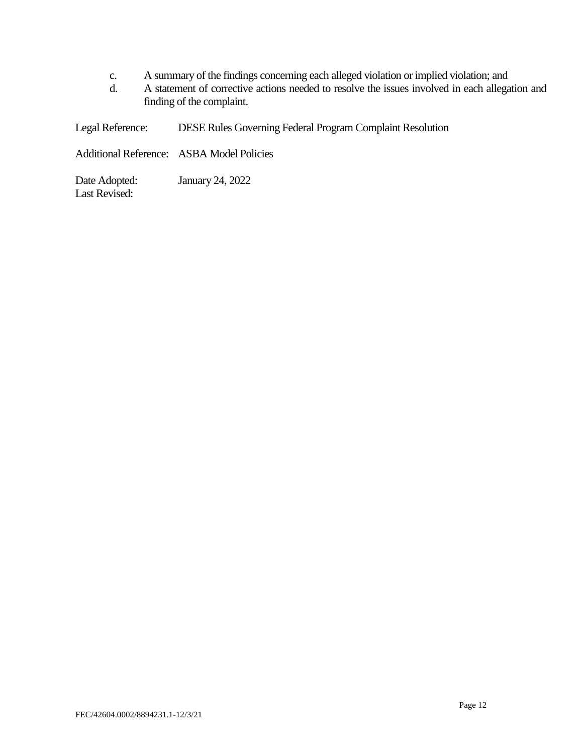c. A summary of the findings concerning each alleged violation or implied violation; and
d. A statement of corrective actions needed to resolve the issues involved in each allegation and finding of the complaint.

Legal Reference: DESE Rules Governing Federal Program Complaint Resolution

Additional Reference: ASBA Model Policies

Date Adopted: January 24, 2022
Last Revised:

FEC/42604.0002/8894231.1-12/3/21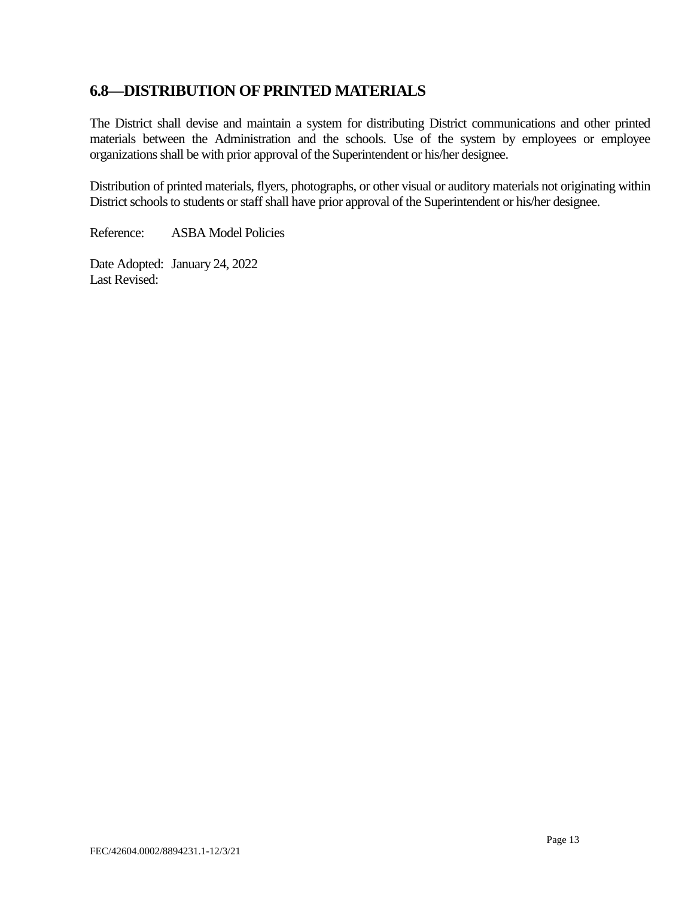## 6.8—DISTRIBUTION OF PRINTED MATERIALS

The District shall devise and maintain a system for distributing District communications and other printed materials between the Administration and the schools. Use of the system by employees or employee organizations shall be with prior approval of the Superintendent or his/her designee.

Distribution of printed materials, flyers, photographs, or other visual or auditory materials not originating within District schools to students or staff shall have prior approval of the Superintendent or his/her designee.

Reference: ASBA Model Policies

Date Adopted: January 24, 2022
Last Revised:

FEC/42604.0002/8894231.1-12/3/21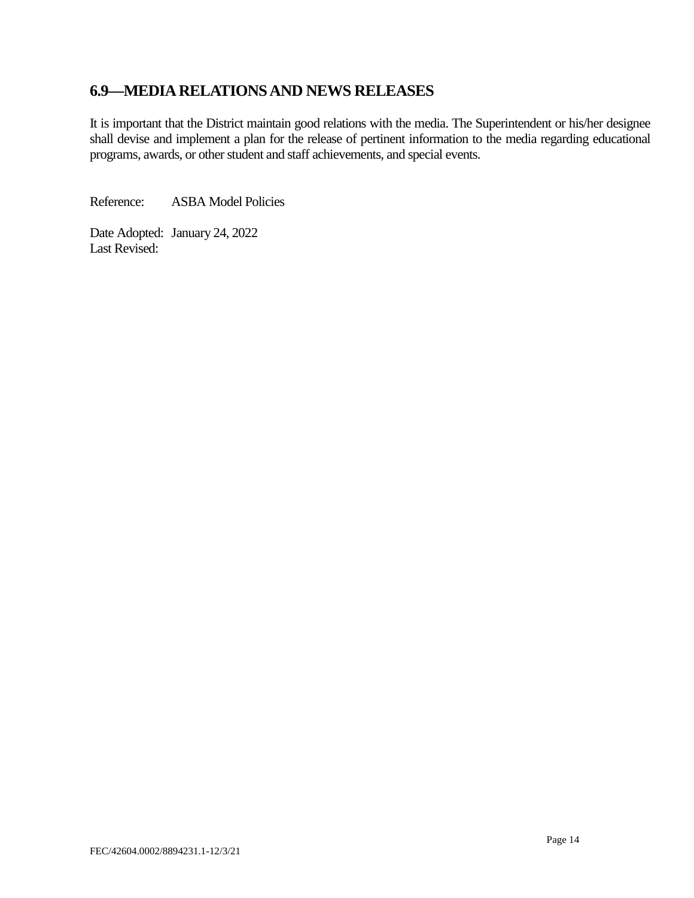## 6.9—MEDIA RELATIONS AND NEWS RELEASES

It is important that the District maintain good relations with the media. The Superintendent or his/her designee shall devise and implement a plan for the release of pertinent information to the media regarding educational programs, awards, or other student and staff achievements, and special events.

Reference: ASBA Model Policies

Date Adopted: January 24, 2022
Last Revised:

FEC/42604.0002/8894231.1-12/3/21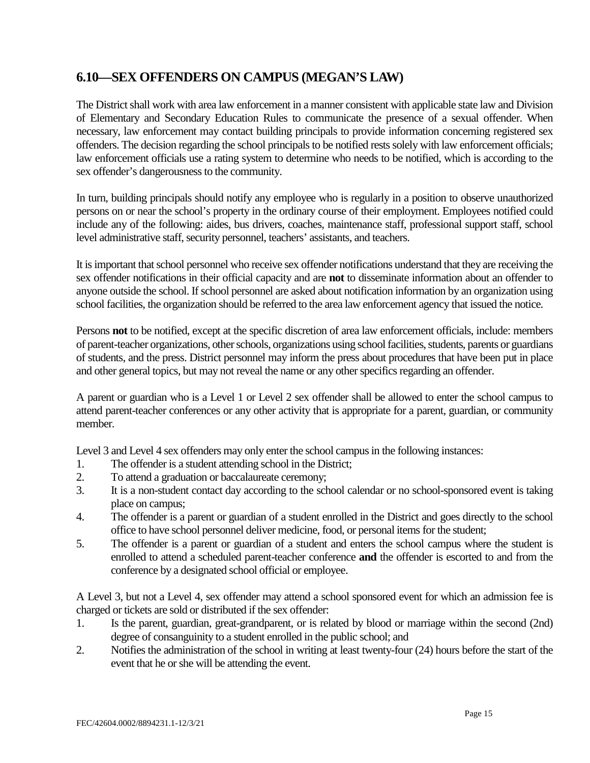## 6.10—SEX OFFENDERS ON CAMPUS (MEGAN'S LAW)

The District shall work with area law enforcement in a manner consistent with applicable state law and Division of Elementary and Secondary Education Rules to communicate the presence of a sexual offender. When necessary, law enforcement may contact building principals to provide information concerning registered sex offenders. The decision regarding the school principals to be notified rests solely with law enforcement officials; law enforcement officials use a rating system to determine who needs to be notified, which is according to the sex offender's dangerousness to the community.

In turn, building principals should notify any employee who is regularly in a position to observe unauthorized persons on or near the school's property in the ordinary course of their employment. Employees notified could include any of the following: aides, bus drivers, coaches, maintenance staff, professional support staff, school level administrative staff, security personnel, teachers' assistants, and teachers.

It is important that school personnel who receive sex offender notifications understand that they are receiving the sex offender notifications in their official capacity and are **not** to disseminate information about an offender to anyone outside the school. If school personnel are asked about notification information by an organization using school facilities, the organization should be referred to the area law enforcement agency that issued the notice.

Persons **not** to be notified, except at the specific discretion of area law enforcement officials, include: members of parent-teacher organizations, other schools, organizations using school facilities, students, parents or guardians of students, and the press. District personnel may inform the press about procedures that have been put in place and other general topics, but may not reveal the name or any other specifics regarding an offender.

A parent or guardian who is a Level 1 or Level 2 sex offender shall be allowed to enter the school campus to attend parent-teacher conferences or any other activity that is appropriate for a parent, guardian, or community member.

Level 3 and Level 4 sex offenders may only enter the school campus in the following instances:

1. The offender is a student attending school in the District;
2. To attend a graduation or baccalaureate ceremony;
3. It is a non-student contact day according to the school calendar or no school-sponsored event is taking place on campus;
4. The offender is a parent or guardian of a student enrolled in the District and goes directly to the school office to have school personnel deliver medicine, food, or personal items for the student;
5. The offender is a parent or guardian of a student and enters the school campus where the student is enrolled to attend a scheduled parent-teacher conference **and** the offender is escorted to and from the conference by a designated school official or employee.

A Level 3, but not a Level 4, sex offender may attend a school sponsored event for which an admission fee is charged or tickets are sold or distributed if the sex offender:

1. Is the parent, guardian, great-grandparent, or is related by blood or marriage within the second (2nd) degree of consanguinity to a student enrolled in the public school; and
2. Notifies the administration of the school in writing at least twenty-four (24) hours before the start of the event that he or she will be attending the event.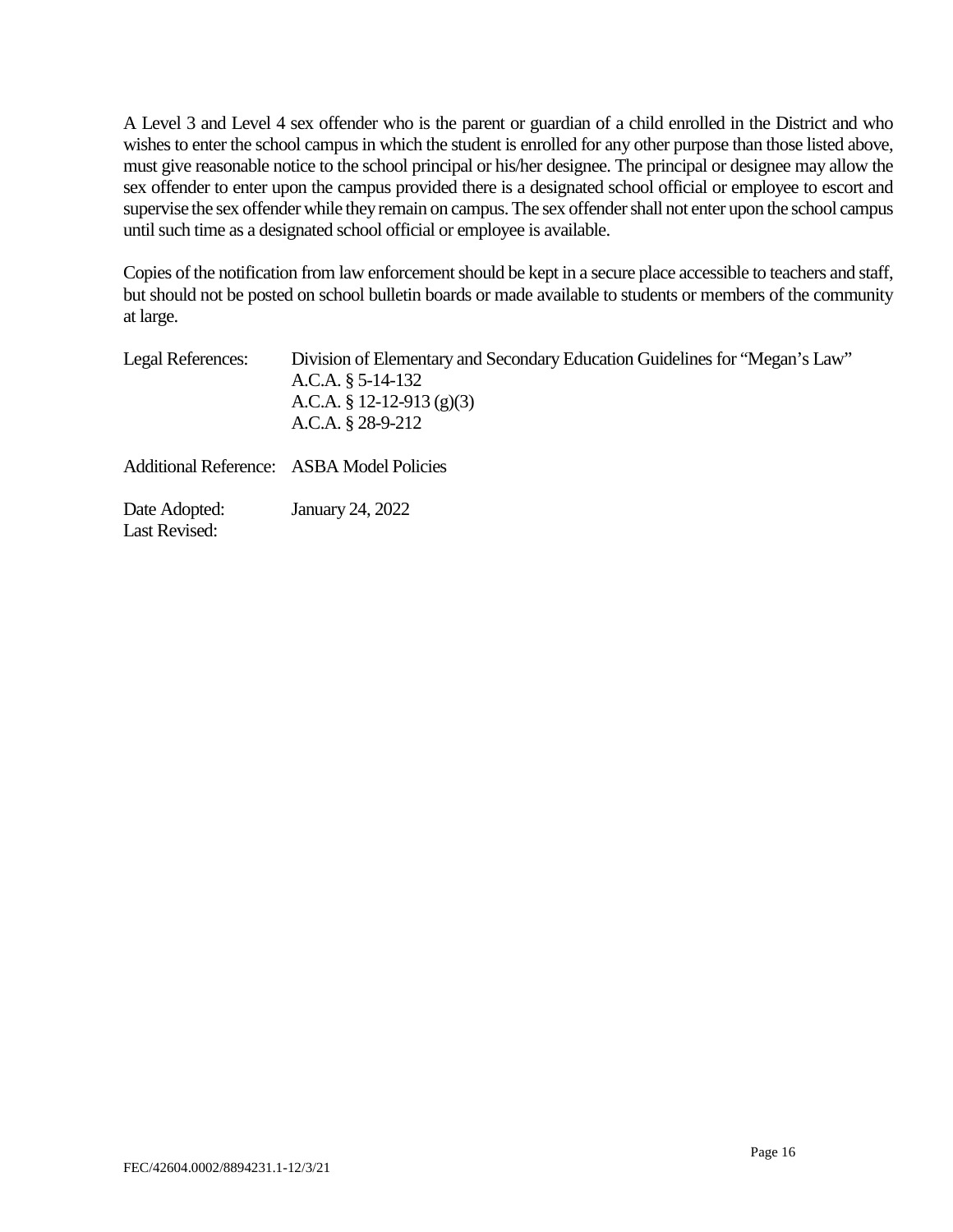A Level 3 and Level 4 sex offender who is the parent or guardian of a child enrolled in the District and who wishes to enter the school campus in which the student is enrolled for any other purpose than those listed above, must give reasonable notice to the school principal or his/her designee. The principal or designee may allow the sex offender to enter upon the campus provided there is a designated school official or employee to escort and supervise the sex offender while they remain on campus. The sex offender shall not enter upon the school campus until such time as a designated school official or employee is available.

Copies of the notification from law enforcement should be kept in a secure place accessible to teachers and staff, but should not be posted on school bulletin boards or made available to students or members of the community at large.

Legal References: Division of Elementary and Secondary Education Guidelines for "Megan's Law"
A.C.A. § 5-14-132
A.C.A. § 12-12-913 (g)(3)
A.C.A. § 28-9-212

Additional Reference: ASBA Model Policies

Date Adopted: January 24, 2022
Last Revised:

FEC/42604.0002/8894231.1-12/3/21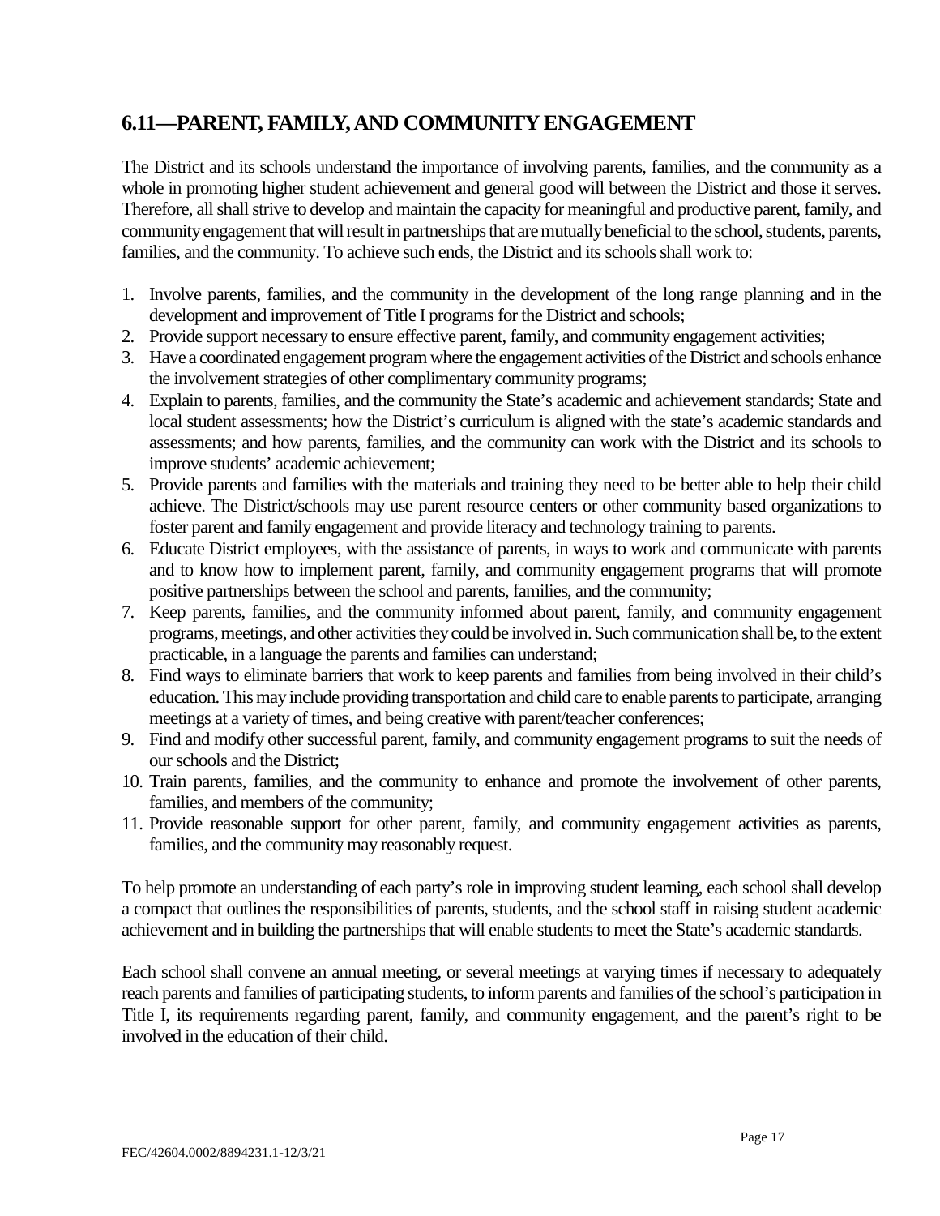## 6.11—PARENT, FAMILY, AND COMMUNITY ENGAGEMENT

The District and its schools understand the importance of involving parents, families, and the community as a whole in promoting higher student achievement and general good will between the District and those it serves. Therefore, all shall strive to develop and maintain the capacity for meaningful and productive parent, family, and community engagement that will result in partnerships that are mutually beneficial to the school, students, parents, families, and the community. To achieve such ends, the District and its schools shall work to:

1. Involve parents, families, and the community in the development of the long range planning and in the development and improvement of Title I programs for the District and schools;
2. Provide support necessary to ensure effective parent, family, and community engagement activities;
3. Have a coordinated engagement program where the engagement activities of the District and schools enhance the involvement strategies of other complimentary community programs;
4. Explain to parents, families, and the community the State's academic and achievement standards; State and local student assessments; how the District's curriculum is aligned with the state's academic standards and assessments; and how parents, families, and the community can work with the District and its schools to improve students' academic achievement;
5. Provide parents and families with the materials and training they need to be better able to help their child achieve. The District/schools may use parent resource centers or other community based organizations to foster parent and family engagement and provide literacy and technology training to parents.
6. Educate District employees, with the assistance of parents, in ways to work and communicate with parents and to know how to implement parent, family, and community engagement programs that will promote positive partnerships between the school and parents, families, and the community;
7. Keep parents, families, and the community informed about parent, family, and community engagement programs, meetings, and other activities they could be involved in. Such communication shall be, to the extent practicable, in a language the parents and families can understand;
8. Find ways to eliminate barriers that work to keep parents and families from being involved in their child's education. This may include providing transportation and child care to enable parents to participate, arranging meetings at a variety of times, and being creative with parent/teacher conferences;
9. Find and modify other successful parent, family, and community engagement programs to suit the needs of our schools and the District;
10. Train parents, families, and the community to enhance and promote the involvement of other parents, families, and members of the community;
11. Provide reasonable support for other parent, family, and community engagement activities as parents, families, and the community may reasonably request.

To help promote an understanding of each party's role in improving student learning, each school shall develop a compact that outlines the responsibilities of parents, students, and the school staff in raising student academic achievement and in building the partnerships that will enable students to meet the State's academic standards.

Each school shall convene an annual meeting, or several meetings at varying times if necessary to adequately reach parents and families of participating students, to inform parents and families of the school's participation in Title I, its requirements regarding parent, family, and community engagement, and the parent's right to be involved in the education of their child.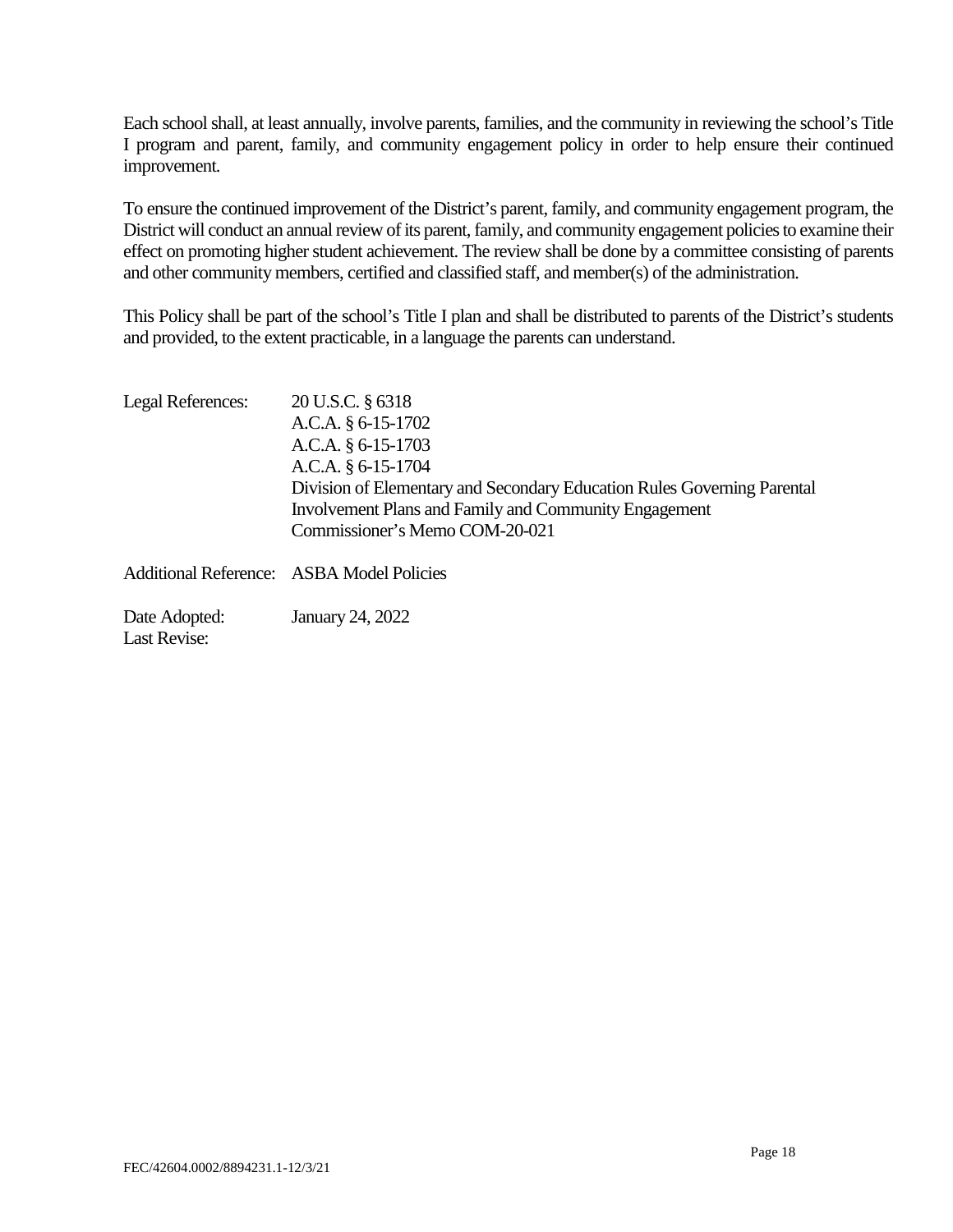Each school shall, at least annually, involve parents, families, and the community in reviewing the school's Title I program and parent, family, and community engagement policy in order to help ensure their continued improvement.

To ensure the continued improvement of the District's parent, family, and community engagement program, the District will conduct an annual review of its parent, family, and community engagement policies to examine their effect on promoting higher student achievement. The review shall be done by a committee consisting of parents and other community members, certified and classified staff, and member(s) of the administration.

This Policy shall be part of the school's Title I plan and shall be distributed to parents of the District's students and provided, to the extent practicable, in a language the parents can understand.

Legal References: 20 U.S.C. § 6318
A.C.A. § 6-15-1702
A.C.A. § 6-15-1703
A.C.A. § 6-15-1704
Division of Elementary and Secondary Education Rules Governing Parental Involvement Plans and Family and Community Engagement
Commissioner's Memo COM-20-021

Additional Reference: ASBA Model Policies

Date Adopted: January 24, 2022
Last Revise:

FEC/42604.0002/8894231.1-12/3/21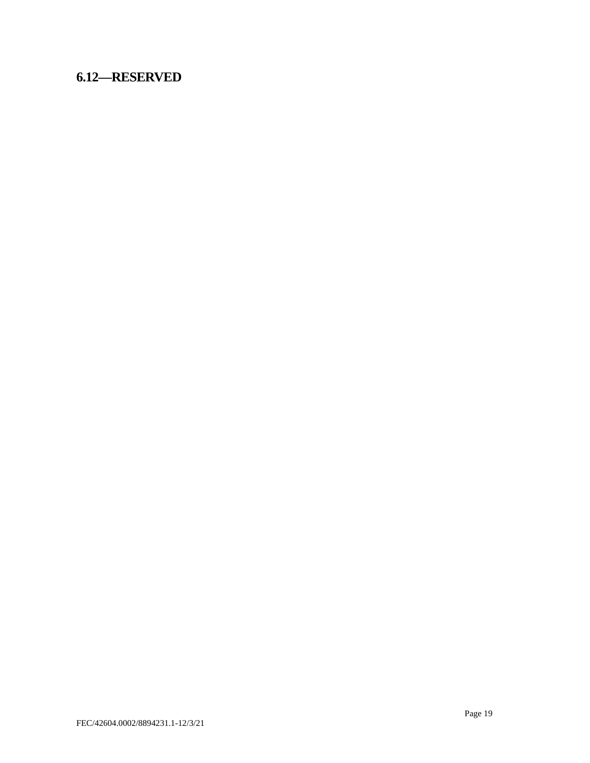## 6.12—RESERVED